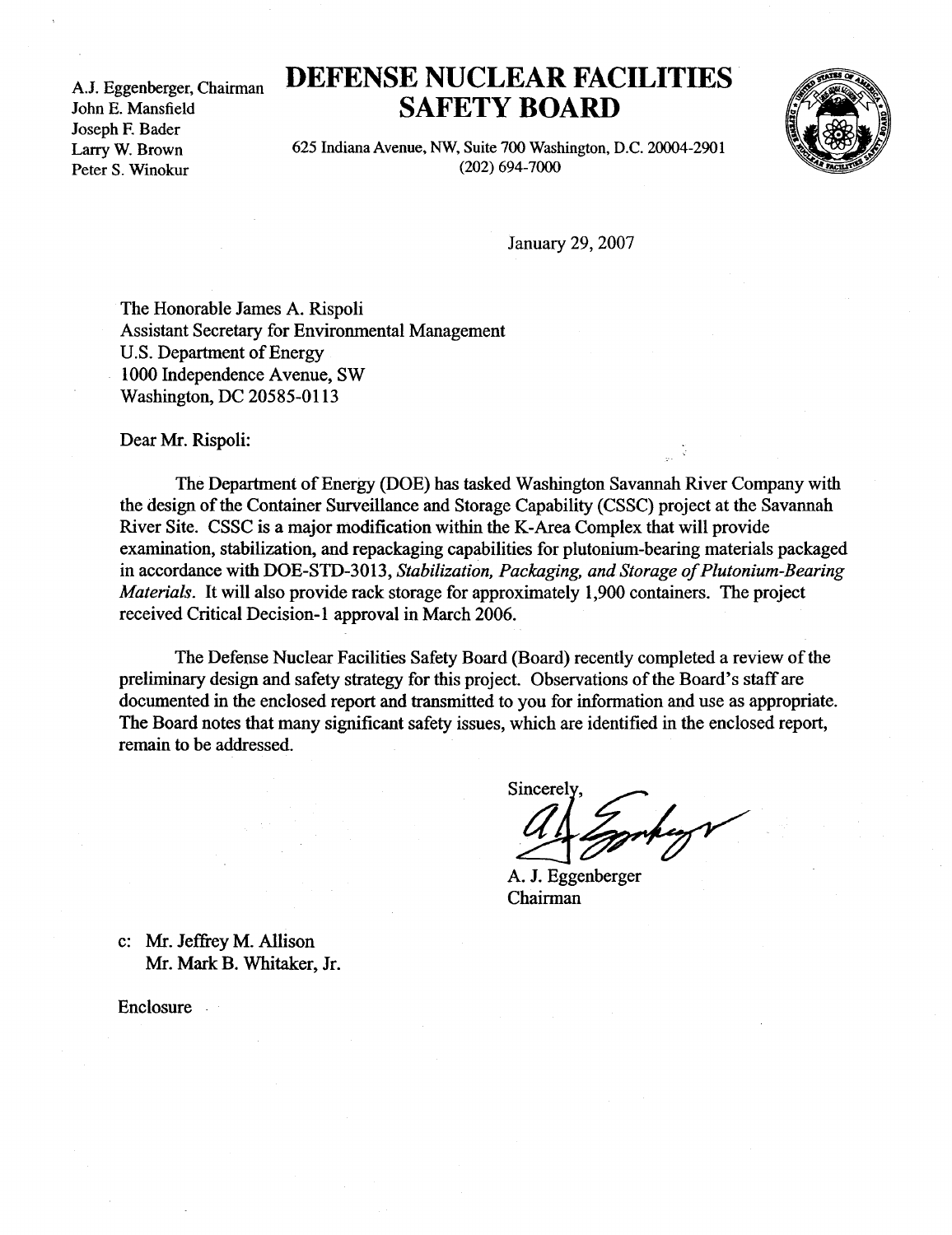A.J. Eggenberger, Chairman
John E. Mansfield
Joseph F. Bader
Larry W. Brown
Peter S. Winokur

# DEFENSE NUCLEAR FACILITIES SAFETY BOARD

625 Indiana Avenue, NW, Suite 700 Washington, D.C. 20004-2901
(202) 694-7000

January 29, 2007

The Honorable James A. Rispoli
Assistant Secretary for Environmental Management
U.S. Department of Energy
1000 Independence Avenue, SW
Washington, DC 20585-0113

Dear Mr. Rispoli:

The Department of Energy (DOE) has tasked Washington Savannah River Company with the design of the Container Surveillance and Storage Capability (CSSC) project at the Savannah River Site. CSSC is a major modification within the K-Area Complex that will provide examination, stabilization, and repackaging capabilities for plutonium-bearing materials packaged in accordance with DOE-STD-3013, *Stabilization, Packaging, and Storage of Plutonium-Bearing Materials*. It will also provide rack storage for approximately 1,900 containers. The project received Critical Decision-1 approval in March 2006.

The Defense Nuclear Facilities Safety Board (Board) recently completed a review of the preliminary design and safety strategy for this project. Observations of the Board's staff are documented in the enclosed report and transmitted to you for information and use as appropriate. The Board notes that many significant safety issues, which are identified in the enclosed report, remain to be addressed.

Sincerely,

A. J. Eggenberger
Chairman

c: Mr. Jeffrey M. Allison
Mr. Mark B. Whitaker, Jr.

Enclosure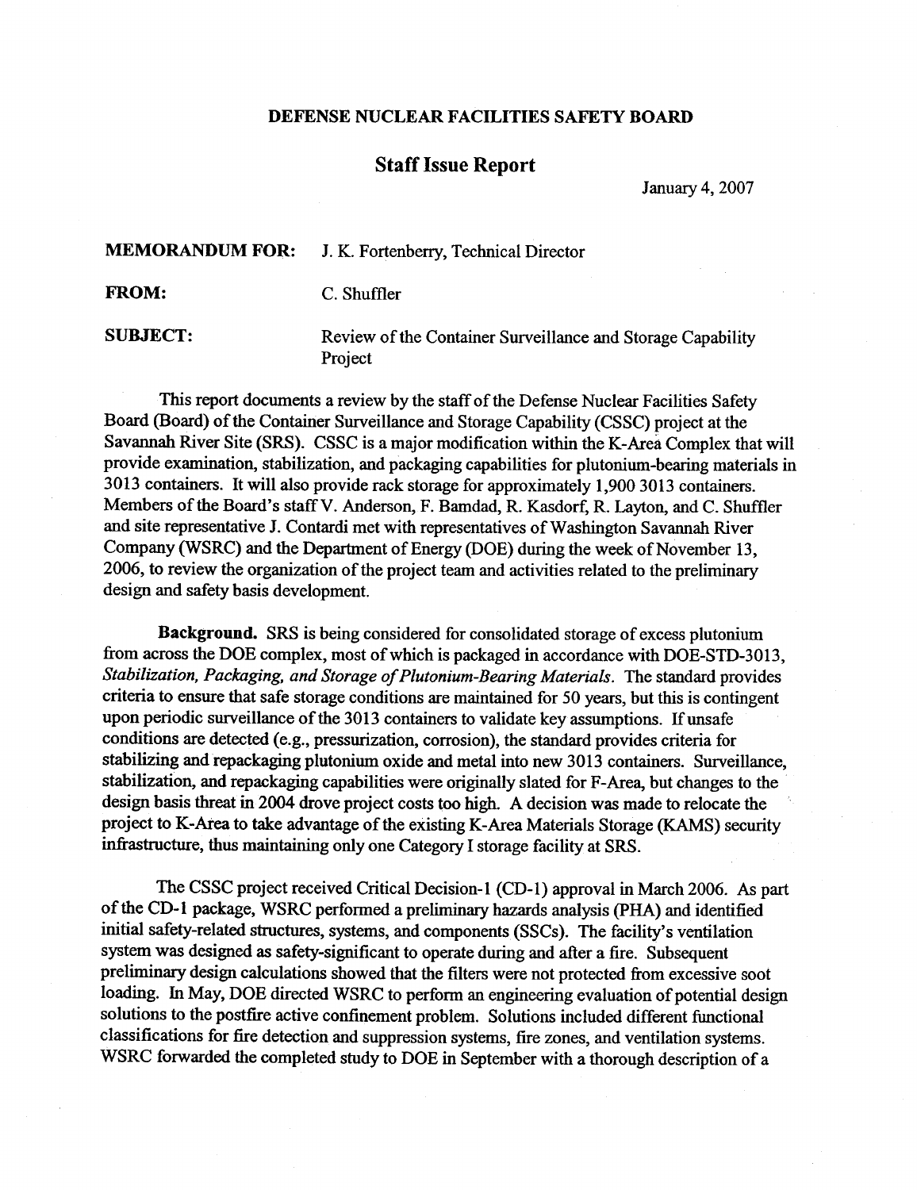**DEFENSE NUCLEAR FACILITIES SAFETY BOARD**

## Staff Issue Report

January 4, 2007

**MEMORANDUM FOR:** J. K. Fortenberry, Technical Director

**FROM:** C. Shuffler

**SUBJECT:** Review of the Container Surveillance and Storage Capability Project

This report documents a review by the staff of the Defense Nuclear Facilities Safety Board (Board) of the Container Surveillance and Storage Capability (CSSC) project at the Savannah River Site (SRS). CSSC is a major modification within the K-Area Complex that will provide examination, stabilization, and packaging capabilities for plutonium-bearing materials in 3013 containers. It will also provide rack storage for approximately 1,900 3013 containers. Members of the Board's staff V. Anderson, F. Bamdad, R. Kasdorf, R. Layton, and C. Shuffler and site representative J. Contardi met with representatives of Washington Savannah River Company (WSRC) and the Department of Energy (DOE) during the week of November 13, 2006, to review the organization of the project team and activities related to the preliminary design and safety basis development.

**Background.** SRS is being considered for consolidated storage of excess plutonium from across the DOE complex, most of which is packaged in accordance with DOE-STD-3013, *Stabilization, Packaging, and Storage of Plutonium-Bearing Materials*. The standard provides criteria to ensure that safe storage conditions are maintained for 50 years, but this is contingent upon periodic surveillance of the 3013 containers to validate key assumptions. If unsafe conditions are detected (e.g., pressurization, corrosion), the standard provides criteria for stabilizing and repackaging plutonium oxide and metal into new 3013 containers. Surveillance, stabilization, and repackaging capabilities were originally slated for F-Area, but changes to the design basis threat in 2004 drove project costs too high. A decision was made to relocate the project to K-Area to take advantage of the existing K-Area Materials Storage (KAMS) security infrastructure, thus maintaining only one Category I storage facility at SRS.

The CSSC project received Critical Decision-1 (CD-1) approval in March 2006. As part of the CD-1 package, WSRC performed a preliminary hazards analysis (PHA) and identified initial safety-related structures, systems, and components (SSCs). The facility's ventilation system was designed as safety-significant to operate during and after a fire. Subsequent preliminary design calculations showed that the filters were not protected from excessive soot loading. In May, DOE directed WSRC to perform an engineering evaluation of potential design solutions to the postfire active confinement problem. Solutions included different functional classifications for fire detection and suppression systems, fire zones, and ventilation systems. WSRC forwarded the completed study to DOE in September with a thorough description of a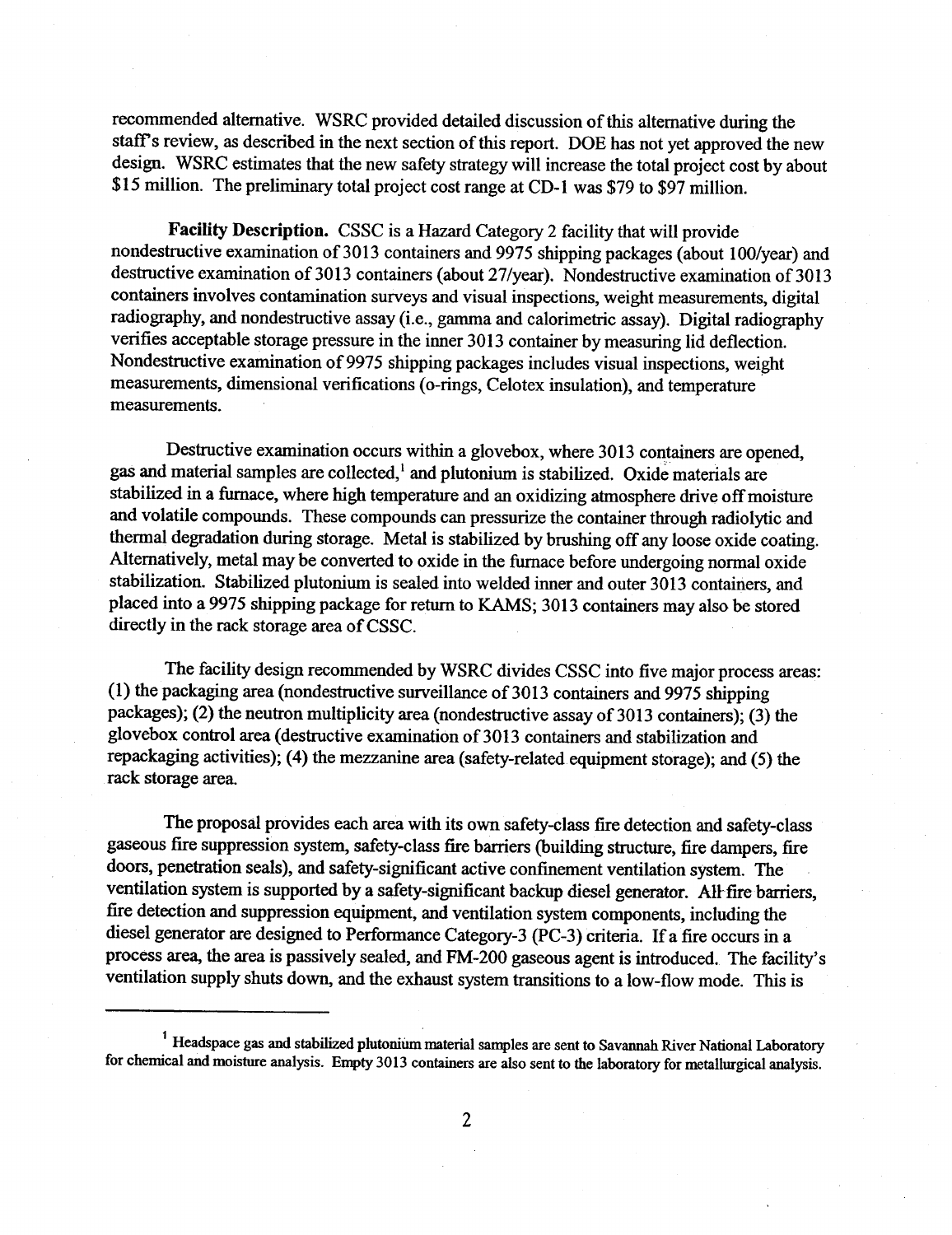recommended alternative. WSRC provided detailed discussion of this alternative during the staff's review, as described in the next section of this report. DOE has not yet approved the new design. WSRC estimates that the new safety strategy will increase the total project cost by about $15 million. The preliminary total project cost range at CD-1 was $79 to $97 million.

**Facility Description.** CSSC is a Hazard Category 2 facility that will provide nondestructive examination of 3013 containers and 9975 shipping packages (about 100/year) and destructive examination of 3013 containers (about 27/year). Nondestructive examination of 3013 containers involves contamination surveys and visual inspections, weight measurements, digital radiography, and nondestructive assay (i.e., gamma and calorimetric assay). Digital radiography verifies acceptable storage pressure in the inner 3013 container by measuring lid deflection. Nondestructive examination of 9975 shipping packages includes visual inspections, weight measurements, dimensional verifications (o-rings, Celotex insulation), and temperature measurements.

Destructive examination occurs within a glovebox, where 3013 containers are opened, gas and material samples are collected,[1] and plutonium is stabilized. Oxide materials are stabilized in a furnace, where high temperature and an oxidizing atmosphere drive off moisture and volatile compounds. These compounds can pressurize the container through radiolytic and thermal degradation during storage. Metal is stabilized by brushing off any loose oxide coating. Alternatively, metal may be converted to oxide in the furnace before undergoing normal oxide stabilization. Stabilized plutonium is sealed into welded inner and outer 3013 containers, and placed into a 9975 shipping package for return to KAMS; 3013 containers may also be stored directly in the rack storage area of CSSC.

The facility design recommended by WSRC divides CSSC into five major process areas: (1) the packaging area (nondestructive surveillance of 3013 containers and 9975 shipping packages); (2) the neutron multiplicity area (nondestructive assay of 3013 containers); (3) the glovebox control area (destructive examination of 3013 containers and stabilization and repackaging activities); (4) the mezzanine area (safety-related equipment storage); and (5) the rack storage area.

The proposal provides each area with its own safety-class fire detection and safety-class gaseous fire suppression system, safety-class fire barriers (building structure, fire dampers, fire doors, penetration seals), and safety-significant active confinement ventilation system. The ventilation system is supported by a safety-significant backup diesel generator. All fire barriers, fire detection and suppression equipment, and ventilation system components, including the diesel generator are designed to Performance Category-3 (PC-3) criteria. If a fire occurs in a process area, the area is passively sealed, and FM-200 gaseous agent is introduced. The facility's ventilation supply shuts down, and the exhaust system transitions to a low-flow mode. This is

---

[1] Headspace gas and stabilized plutonium material samples are sent to Savannah River National Laboratory for chemical and moisture analysis. Empty 3013 containers are also sent to the laboratory for metallurgical analysis.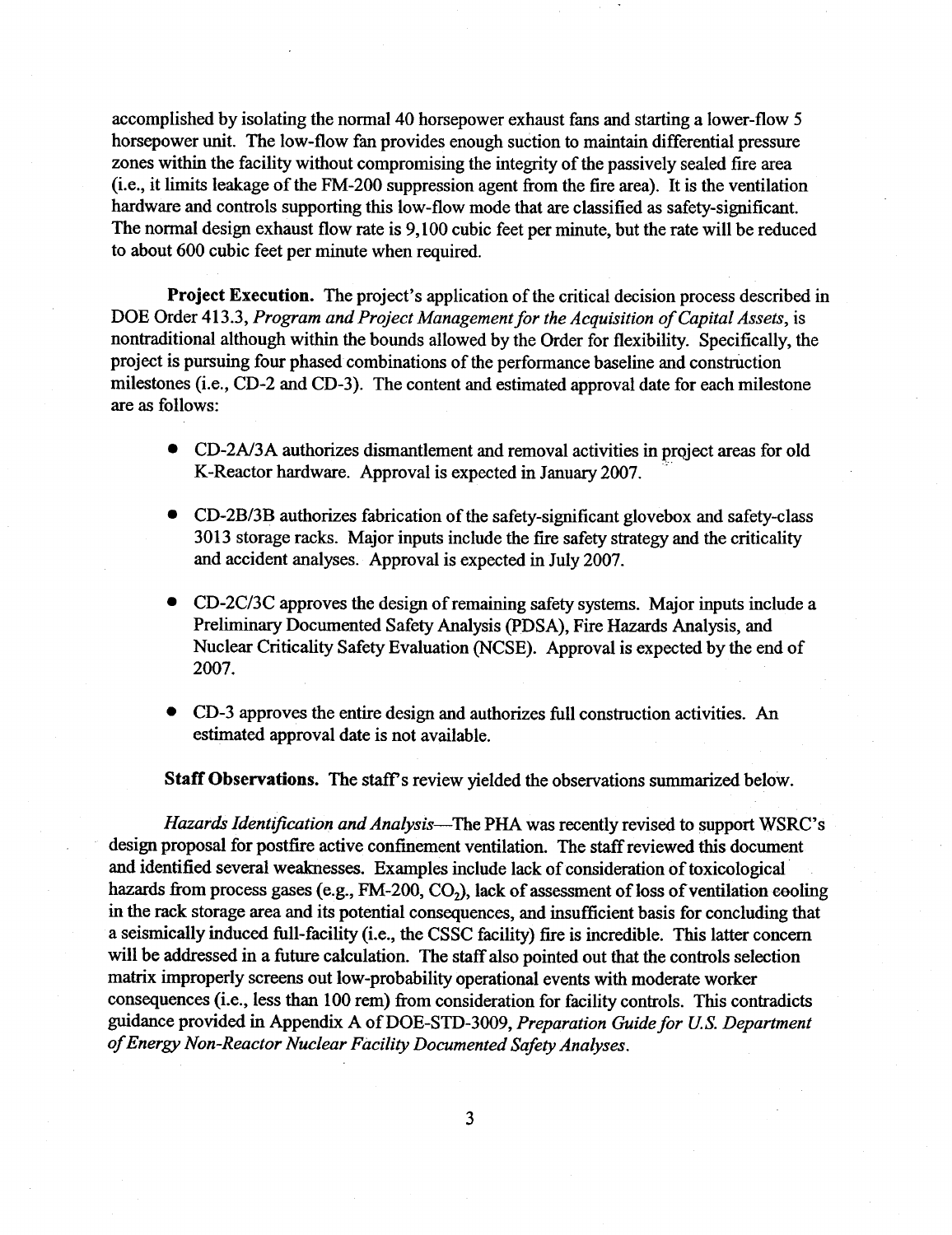accomplished by isolating the normal 40 horsepower exhaust fans and starting a lower-flow 5 horsepower unit. The low-flow fan provides enough suction to maintain differential pressure zones within the facility without compromising the integrity of the passively sealed fire area (i.e., it limits leakage of the FM-200 suppression agent from the fire area). It is the ventilation hardware and controls supporting this low-flow mode that are classified as safety-significant. The normal design exhaust flow rate is 9,100 cubic feet per minute, but the rate will be reduced to about 600 cubic feet per minute when required.

**Project Execution.** The project's application of the critical decision process described in DOE Order 413.3, *Program and Project Management for the Acquisition of Capital Assets*, is nontraditional although within the bounds allowed by the Order for flexibility. Specifically, the project is pursuing four phased combinations of the performance baseline and construction milestones (i.e., CD-2 and CD-3). The content and estimated approval date for each milestone are as follows:

- CD-2A/3A authorizes dismantlement and removal activities in project areas for old K-Reactor hardware. Approval is expected in January 2007.
- CD-2B/3B authorizes fabrication of the safety-significant glovebox and safety-class 3013 storage racks. Major inputs include the fire safety strategy and the criticality and accident analyses. Approval is expected in July 2007.
- CD-2C/3C approves the design of remaining safety systems. Major inputs include a Preliminary Documented Safety Analysis (PDSA), Fire Hazards Analysis, and Nuclear Criticality Safety Evaluation (NCSE). Approval is expected by the end of 2007.
- CD-3 approves the entire design and authorizes full construction activities. An estimated approval date is not available.

**Staff Observations.** The staff's review yielded the observations summarized below.

*Hazards Identification and Analysis*—The PHA was recently revised to support WSRC's design proposal for postfire active confinement ventilation. The staff reviewed this document and identified several weaknesses. Examples include lack of consideration of toxicological hazards from process gases (e.g., FM-200, $CO_2$), lack of assessment of loss of ventilation cooling in the rack storage area and its potential consequences, and insufficient basis for concluding that a seismically induced full-facility (i.e., the CSSC facility) fire is incredible. This latter concern will be addressed in a future calculation. The staff also pointed out that the controls selection matrix improperly screens out low-probability operational events with moderate worker consequences (i.e., less than 100 rem) from consideration for facility controls. This contradicts guidance provided in Appendix A of DOE-STD-3009, *Preparation Guide for U.S. Department of Energy Non-Reactor Nuclear Facility Documented Safety Analyses*.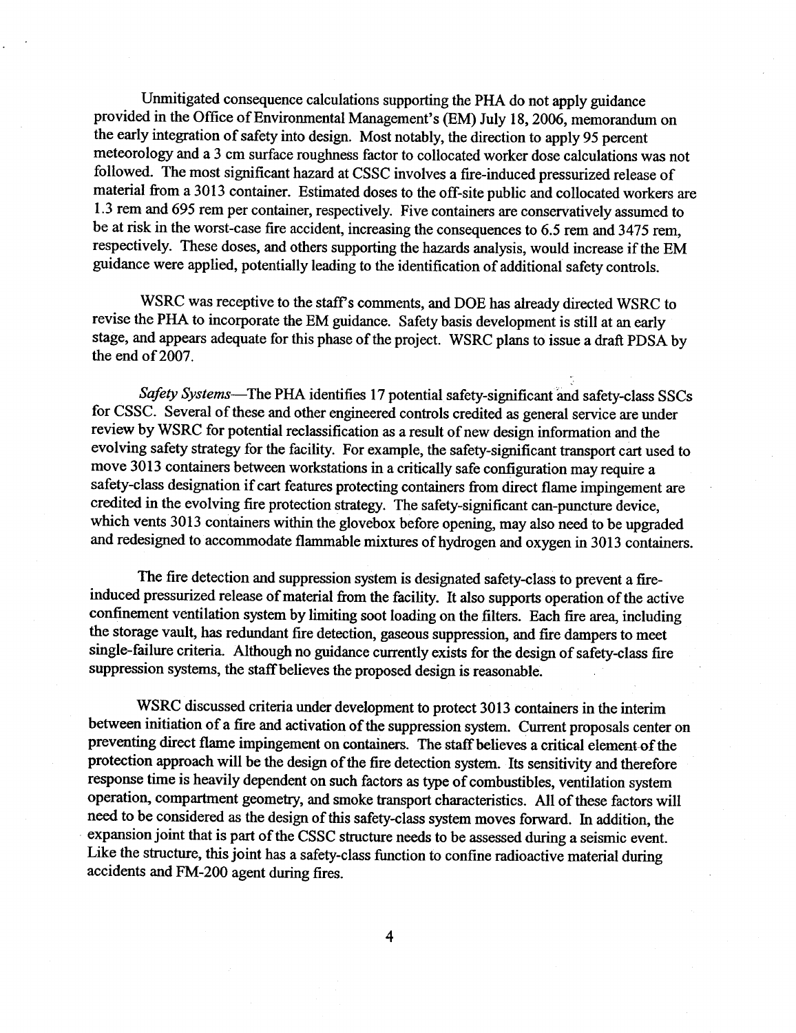Unmitigated consequence calculations supporting the PHA do not apply guidance provided in the Office of Environmental Management's (EM) July 18, 2006, memorandum on the early integration of safety into design. Most notably, the direction to apply 95 percent meteorology and a 3 cm surface roughness factor to collocated worker dose calculations was not followed. The most significant hazard at CSSC involves a fire-induced pressurized release of material from a 3013 container. Estimated doses to the off-site public and collocated workers are 1.3 rem and 695 rem per container, respectively. Five containers are conservatively assumed to be at risk in the worst-case fire accident, increasing the consequences to 6.5 rem and 3475 rem, respectively. These doses, and others supporting the hazards analysis, would increase if the EM guidance were applied, potentially leading to the identification of additional safety controls.

WSRC was receptive to the staff's comments, and DOE has already directed WSRC to revise the PHA to incorporate the EM guidance. Safety basis development is still at an early stage, and appears adequate for this phase of the project. WSRC plans to issue a draft PDSA by the end of 2007.

*Safety Systems*—The PHA identifies 17 potential safety-significant and safety-class SSCs for CSSC. Several of these and other engineered controls credited as general service are under review by WSRC for potential reclassification as a result of new design information and the evolving safety strategy for the facility. For example, the safety-significant transport cart used to move 3013 containers between workstations in a critically safe configuration may require a safety-class designation if cart features protecting containers from direct flame impingement are credited in the evolving fire protection strategy. The safety-significant can-puncture device, which vents 3013 containers within the glovebox before opening, may also need to be upgraded and redesigned to accommodate flammable mixtures of hydrogen and oxygen in 3013 containers.

The fire detection and suppression system is designated safety-class to prevent a fire-induced pressurized release of material from the facility. It also supports operation of the active confinement ventilation system by limiting soot loading on the filters. Each fire area, including the storage vault, has redundant fire detection, gaseous suppression, and fire dampers to meet single-failure criteria. Although no guidance currently exists for the design of safety-class fire suppression systems, the staff believes the proposed design is reasonable.

WSRC discussed criteria under development to protect 3013 containers in the interim between initiation of a fire and activation of the suppression system. Current proposals center on preventing direct flame impingement on containers. The staff believes a critical element of the protection approach will be the design of the fire detection system. Its sensitivity and therefore response time is heavily dependent on such factors as type of combustibles, ventilation system operation, compartment geometry, and smoke transport characteristics. All of these factors will need to be considered as the design of this safety-class system moves forward. In addition, the expansion joint that is part of the CSSC structure needs to be assessed during a seismic event. Like the structure, this joint has a safety-class function to confine radioactive material during accidents and FM-200 agent during fires.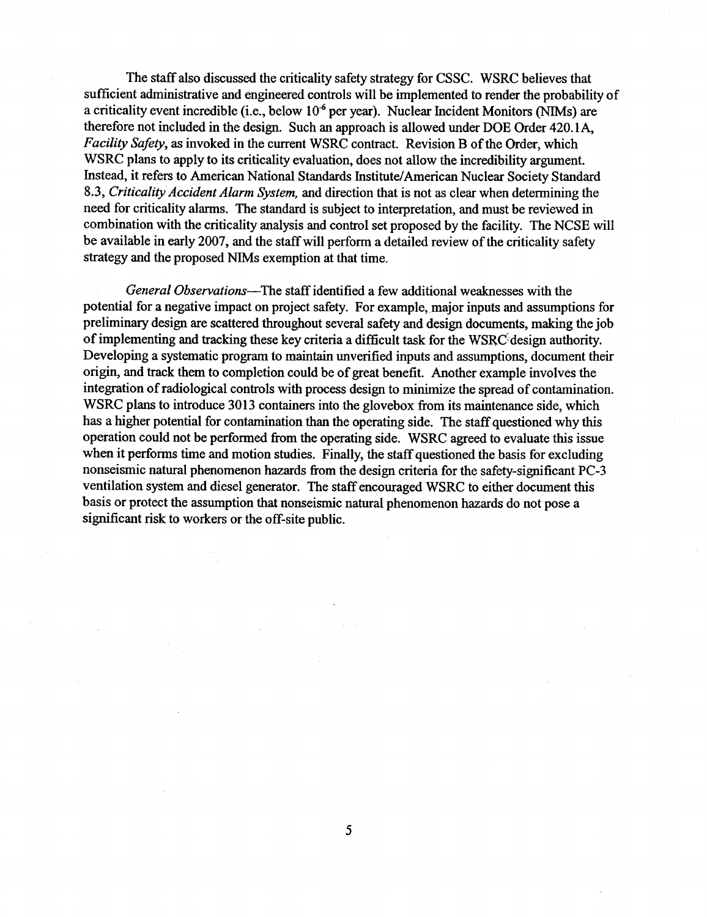The staff also discussed the criticality safety strategy for CSSC. WSRC believes that sufficient administrative and engineered controls will be implemented to render the probability of a criticality event incredible (i.e., below $10^{-6}$ per year). Nuclear Incident Monitors (NIMs) are therefore not included in the design. Such an approach is allowed under DOE Order 420.1A, *Facility Safety*, as invoked in the current WSRC contract. Revision B of the Order, which WSRC plans to apply to its criticality evaluation, does not allow the incredibility argument. Instead, it refers to American National Standards Institute/American Nuclear Society Standard 8.3, *Criticality Accident Alarm System,* and direction that is not as clear when determining the need for criticality alarms. The standard is subject to interpretation, and must be reviewed in combination with the criticality analysis and control set proposed by the facility. The NCSE will be available in early 2007, and the staff will perform a detailed review of the criticality safety strategy and the proposed NIMs exemption at that time.

*General Observations*—The staff identified a few additional weaknesses with the potential for a negative impact on project safety. For example, major inputs and assumptions for preliminary design are scattered throughout several safety and design documents, making the job of implementing and tracking these key criteria a difficult task for the WSRC design authority. Developing a systematic program to maintain unverified inputs and assumptions, document their origin, and track them to completion could be of great benefit. Another example involves the integration of radiological controls with process design to minimize the spread of contamination. WSRC plans to introduce 3013 containers into the glovebox from its maintenance side, which has a higher potential for contamination than the operating side. The staff questioned why this operation could not be performed from the operating side. WSRC agreed to evaluate this issue when it performs time and motion studies. Finally, the staff questioned the basis for excluding nonseismic natural phenomenon hazards from the design criteria for the safety-significant PC-3 ventilation system and diesel generator. The staff encouraged WSRC to either document this basis or protect the assumption that nonseismic natural phenomenon hazards do not pose a significant risk to workers or the off-site public.